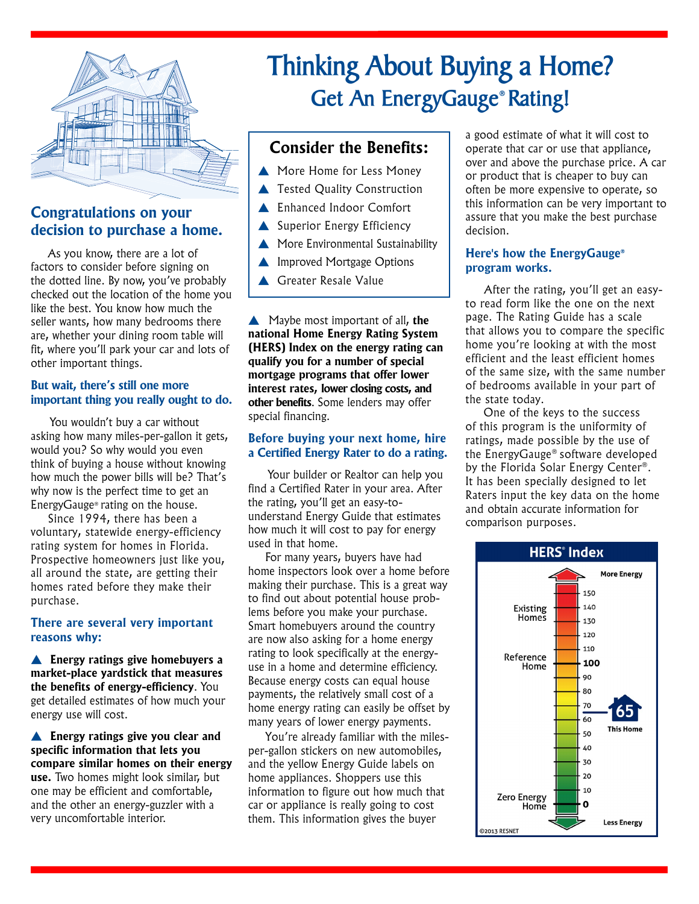# Thinking About Buying a Home?

## Get An EnergyGauge® Rating!

### Congratulations on your decision to purchase a home.

As you know, there are a lot of factors to consider before signing on the dotted line. By now, you've probably checked out the location of the home you like the best. You know how much the seller wants, how many bedrooms there are, whether your dining room table will fit, where you'll park your car and lots of other important things.

### But wait, there's still one more important thing you really ought to do.

You wouldn't buy a car without asking how many miles-per-gallon it gets, would you? So why would you even think of buying a house without knowing how much the power bills will be? That's why now is the perfect time to get an EnergyGauge® rating on the house.

Since 1994, there has been a voluntary, statewide energy-efficiency rating system for homes in Florida. Prospective homeowners just like you, all around the state, are getting their homes rated before they make their purchase.

### There are several very important reasons why:

▲ **Energy ratings give homebuyers a market-place yardstick that measures the benefits of energy-efficiency**. You get detailed estimates of how much your energy use will cost.

▲ **Energy ratings give you clear and specific information that lets you compare similar homes on their energy use.** Two homes might look similar, but one may be efficient and comfortable, and the other an energy-guzzler with a very uncomfortable interior.

### Consider the Benefits:

- ▲ More Home for Less Money
- ▲ Tested Quality Construction
- ▲ Enhanced Indoor Comfort
- ▲ Superior Energy Efficiency
- ▲ More Environmental Sustainability
- ▲ Improved Mortgage Options
- ▲ Greater Resale Value

▲ Maybe most important of all, **the national Home Energy Rating System (HERS) Index on the energy rating can qualify you for a number of special mortgage programs that offer lower interest rates, lower closing costs, and other benefits**. Some lenders may offer special financing.

### Before buying your next home, hire a Certified Energy Rater to do a rating.

Your builder or Realtor can help you find a Certified Rater in your area. After the rating, you'll get an easy-to-understand Energy Guide that estimates how much it will cost to pay for energy used in that home.

For many years, buyers have had home inspectors look over a home before making their purchase. This is a great way to find out about potential house problems before you make your purchase. Smart homebuyers around the country are now also asking for a home energy rating to look specifically at the energy-use in a home and determine efficiency. Because energy costs can equal house payments, the relatively small cost of a home energy rating can easily be offset by many years of lower energy payments.

You're already familiar with the miles-per-gallon stickers on new automobiles, and the yellow Energy Guide labels on home appliances. Shoppers use this information to figure out how much that car or appliance is really going to cost them. This information gives the buyer a good estimate of what it will cost to operate that car or use that appliance, over and above the purchase price. A car or product that is cheaper to buy can often be more expensive to operate, so this information can be very important to assure that you make the best purchase decision.

### Here's how the EnergyGauge® program works.

After the rating, you'll get an easy-to read form like the one on the next page. The Rating Guide has a scale that allows you to compare the specific home you're looking at with the most efficient and the least efficient homes of the same size, with the same number of bedrooms available in your part of the state today.

One of the keys to the success of this program is the uniformity of ratings, made possible by the use of the EnergyGauge® software developed by the Florida Solar Energy Center®. It has been specially designed to let Raters input the key data on the home and obtain accurate information for comparison purposes.

**HERS® Index**

More Energy

| Label | Index |
|---|---|
| | 150 |
| Existing Homes | 140 |
| | 130 |
| | 120 |
| | 110 |
| Reference Home | **100** |
| | 90 |
| | 80 |
| | 70 |
| This Home | 65 |
| | 60 |
| | 50 |
| | 40 |
| | 30 |
| | 20 |
| | 10 |
| Zero Energy Home | **0** |

Less Energy

©2013 RESNET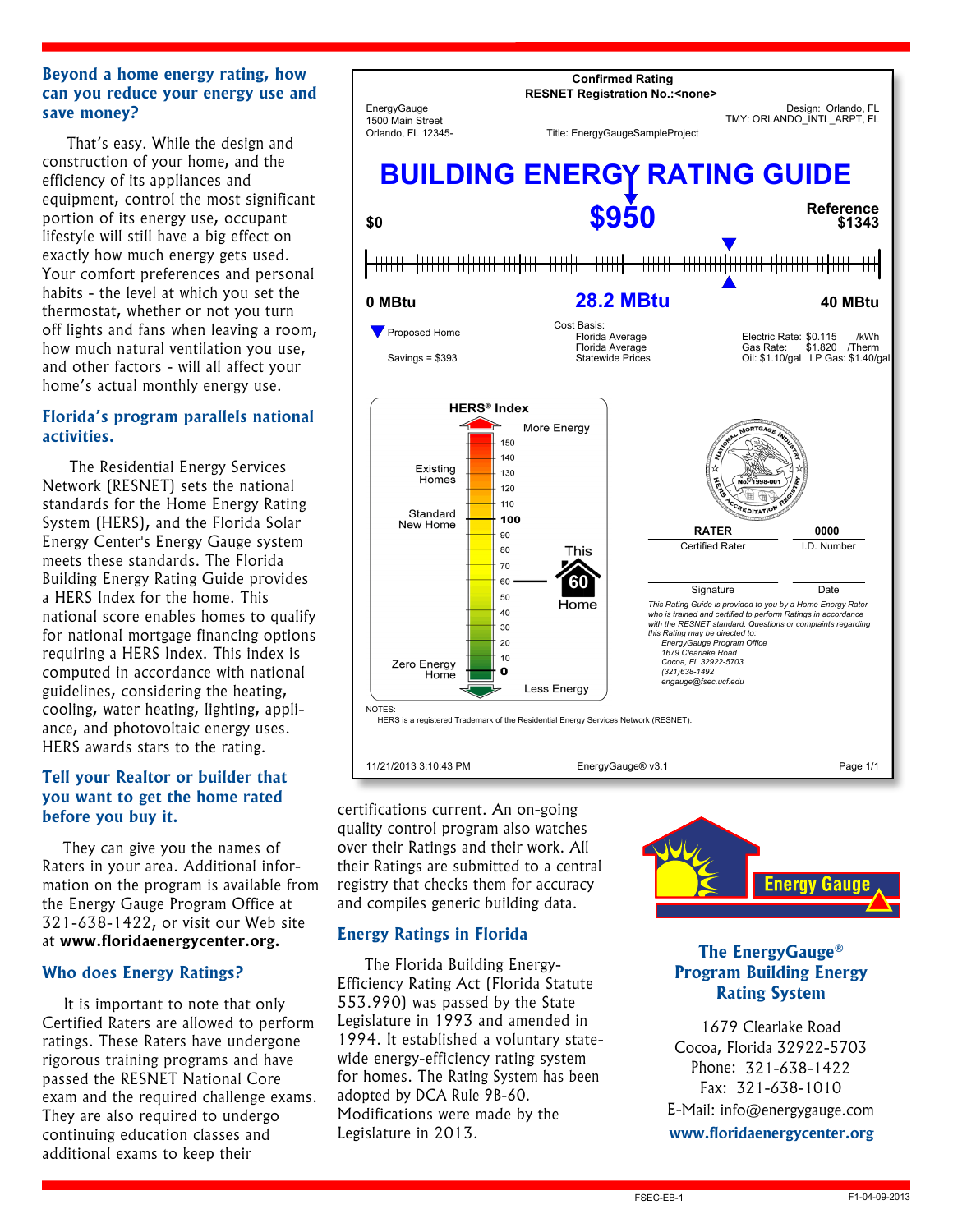## Beyond a home energy rating, how can you reduce your energy use and save money?

That's easy. While the design and construction of your home, and the efficiency of its appliances and equipment, control the most significant portion of its energy use, occupant lifestyle will still have a big effect on exactly how much energy gets used. Your comfort preferences and personal habits - the level at which you set the thermostat, whether or not you turn off lights and fans when leaving a room, how much natural ventilation you use, and other factors - will all affect your home's actual monthly energy use.

## Florida's program parallels national activities.

The Residential Energy Services Network (RESNET) sets the national standards for the Home Energy Rating System (HERS), and the Florida Solar Energy Center's Energy Gauge system meets these standards. The Florida Building Energy Rating Guide provides a HERS Index for the home. This national score enables homes to qualify for national mortgage financing options requiring a HERS Index. This index is computed in accordance with national guidelines, considering the heating, cooling, water heating, lighting, appliance, and photovoltaic energy uses. HERS awards stars to the rating.

## Tell your Realtor or builder that you want to get the home rated before you buy it.

They can give you the names of Raters in your area. Additional information on the program is available from the Energy Gauge Program Office at 321-638-1422, or visit our Web site at **www.floridaenergycenter.org.**

## Who does Energy Ratings?

It is important to note that only Certified Raters are allowed to perform ratings. These Raters have undergone rigorous training programs and have passed the RESNET National Core exam and the required challenge exams. They are also required to undergo continuing education classes and additional exams to keep their certifications current. An on-going quality control program also watches over their Ratings and their work. All their Ratings are submitted to a central registry that checks them for accuracy and compiles generic building data.

Confirmed Rating
RESNET Registration No.:<none>

EnergyGauge
1500 Main Street
Orlando, FL 12345-

Title: EnergyGaugeSampleProject

Design: Orlando, FL
TMY: ORLANDO_INTL_ARPT, FL

# BUILDING ENERGY RATING GUIDE

$0
$950
Reference $1343

0 MBtu
28.2 MBtu
40 MBtu

Proposed Home
Savings = $393

Cost Basis:
Florida Average
Florida Average
Statewide Prices

Electric Rate: $0.115 /kWh
Gas Rate: $1.820 /Therm
Oil: $1.10/gal LP Gas: $1.40/gal

HERS® Index
More Energy
150
140
Existing Homes
130
120
110
Standard New Home
100
90
80
70
60
50
40
30
20
10
Zero Energy Home
0
Less Energy
This 60 Home

NATIONAL MORTGAGE INDUSTRY HERS ACCREDITATION REGISTRY No. 1998-001

RATER — Certified Rater
0000 — I.D. Number
Signature
Date

*This Rating Guide is provided to you by a Home Energy Rater who is trained and certified to perform Ratings in accordance with the RESNET standard. Questions or complaints regarding this Rating may be directed to:*
*EnergyGauge Program Office*
*1679 Clearlake Road*
*Cocoa, FL 32922-5703*
*(321)638-1492*
*engauge@fsec.ucf.edu*

NOTES:
HERS is a registered Trademark of the Residential Energy Services Network (RESNET).

11/21/2013 3:10:43 PM EnergyGauge® v3.1 Page 1/1

## Energy Ratings in Florida

The Florida Building Energy-Efficiency Rating Act (Florida Statute 553.990) was passed by the State Legislature in 1993 and amended in 1994. It established a voluntary statewide energy-efficiency rating system for homes. The Rating System has been adopted by DCA Rule 9B-60. Modifications were made by the Legislature in 2013.

Energy Gauge

## The EnergyGauge® Program Building Energy Rating System

1679 Clearlake Road
Cocoa, Florida 32922-5703
Phone: 321-638-1422
Fax: 321-638-1010
E-Mail: info@energygauge.com
**www.floridaenergycenter.org**

FSEC-EB-1 F1-04-09-2013